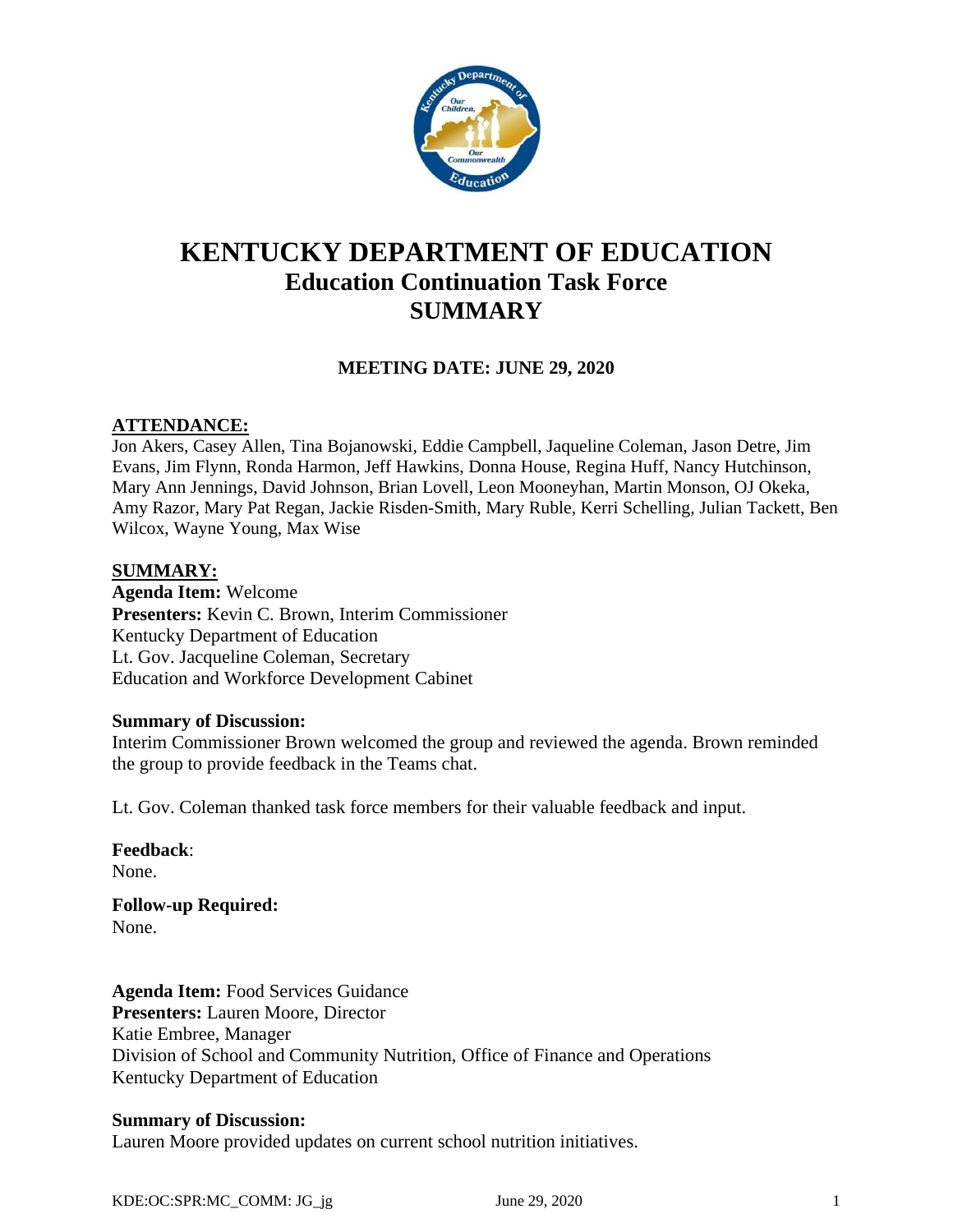# KENTUCKY DEPARTMENT OF EDUCATION
## Education Continuation Task Force
## SUMMARY

**MEETING DATE: JUNE 29, 2020**

**ATTENDANCE:**

Jon Akers, Casey Allen, Tina Bojanowski, Eddie Campbell, Jaqueline Coleman, Jason Detre, Jim Evans, Jim Flynn, Ronda Harmon, Jeff Hawkins, Donna House, Regina Huff, Nancy Hutchinson, Mary Ann Jennings, David Johnson, Brian Lovell, Leon Mooneyhan, Martin Monson, OJ Okeka, Amy Razor, Mary Pat Regan, Jackie Risden-Smith, Mary Ruble, Kerri Schelling, Julian Tackett, Ben Wilcox, Wayne Young, Max Wise

**SUMMARY:**

**Agenda Item:** Welcome
**Presenters:** Kevin C. Brown, Interim Commissioner
Kentucky Department of Education
Lt. Gov. Jacqueline Coleman, Secretary
Education and Workforce Development Cabinet

**Summary of Discussion:**
Interim Commissioner Brown welcomed the group and reviewed the agenda. Brown reminded the group to provide feedback in the Teams chat.

Lt. Gov. Coleman thanked task force members for their valuable feedback and input.

**Feedback**:
None.

**Follow-up Required:**
None.

**Agenda Item:** Food Services Guidance
**Presenters:** Lauren Moore, Director
Katie Embree, Manager
Division of School and Community Nutrition, Office of Finance and Operations
Kentucky Department of Education

**Summary of Discussion:**
Lauren Moore provided updates on current school nutrition initiatives.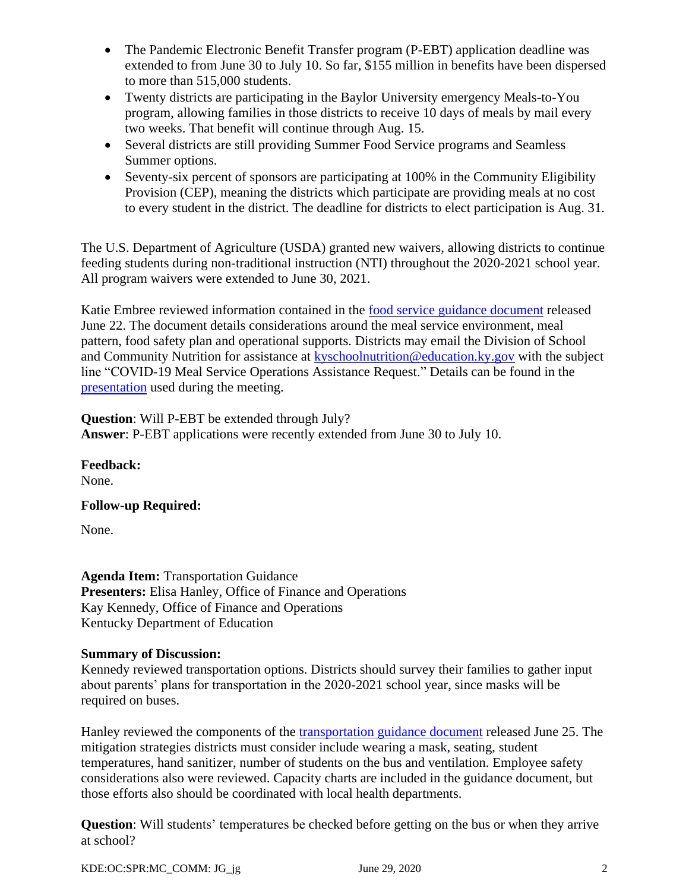- The Pandemic Electronic Benefit Transfer program (P-EBT) application deadline was extended to from June 30 to July 10. So far, $155 million in benefits have been dispersed to more than 515,000 students.
- Twenty districts are participating in the Baylor University emergency Meals-to-You program, allowing families in those districts to receive 10 days of meals by mail every two weeks. That benefit will continue through Aug. 15.
- Several districts are still providing Summer Food Service programs and Seamless Summer options.
- Seventy-six percent of sponsors are participating at 100% in the Community Eligibility Provision (CEP), meaning the districts which participate are providing meals at no cost to every student in the district. The deadline for districts to elect participation is Aug. 31.

The U.S. Department of Agriculture (USDA) granted new waivers, allowing districts to continue feeding students during non-traditional instruction (NTI) throughout the 2020-2021 school year. All program waivers were extended to June 30, 2021.

Katie Embree reviewed information contained in the food service guidance document released June 22. The document details considerations around the meal service environment, meal pattern, food safety plan and operational supports. Districts may email the Division of School and Community Nutrition for assistance at kyschoolnutrition@education.ky.gov with the subject line "COVID-19 Meal Service Operations Assistance Request." Details can be found in the presentation used during the meeting.

**Question**: Will P-EBT be extended through July?
**Answer**: P-EBT applications were recently extended from June 30 to July 10.

**Feedback:**
None.

**Follow-up Required:**

None.

**Agenda Item:** Transportation Guidance
**Presenters:** Elisa Hanley, Office of Finance and Operations
Kay Kennedy, Office of Finance and Operations
Kentucky Department of Education

**Summary of Discussion:**
Kennedy reviewed transportation options. Districts should survey their families to gather input about parents' plans for transportation in the 2020-2021 school year, since masks will be required on buses.

Hanley reviewed the components of the transportation guidance document released June 25. The mitigation strategies districts must consider include wearing a mask, seating, student temperatures, hand sanitizer, number of students on the bus and ventilation. Employee safety considerations also were reviewed. Capacity charts are included in the guidance document, but those efforts also should be coordinated with local health departments.

**Question**: Will students' temperatures be checked before getting on the bus or when they arrive at school?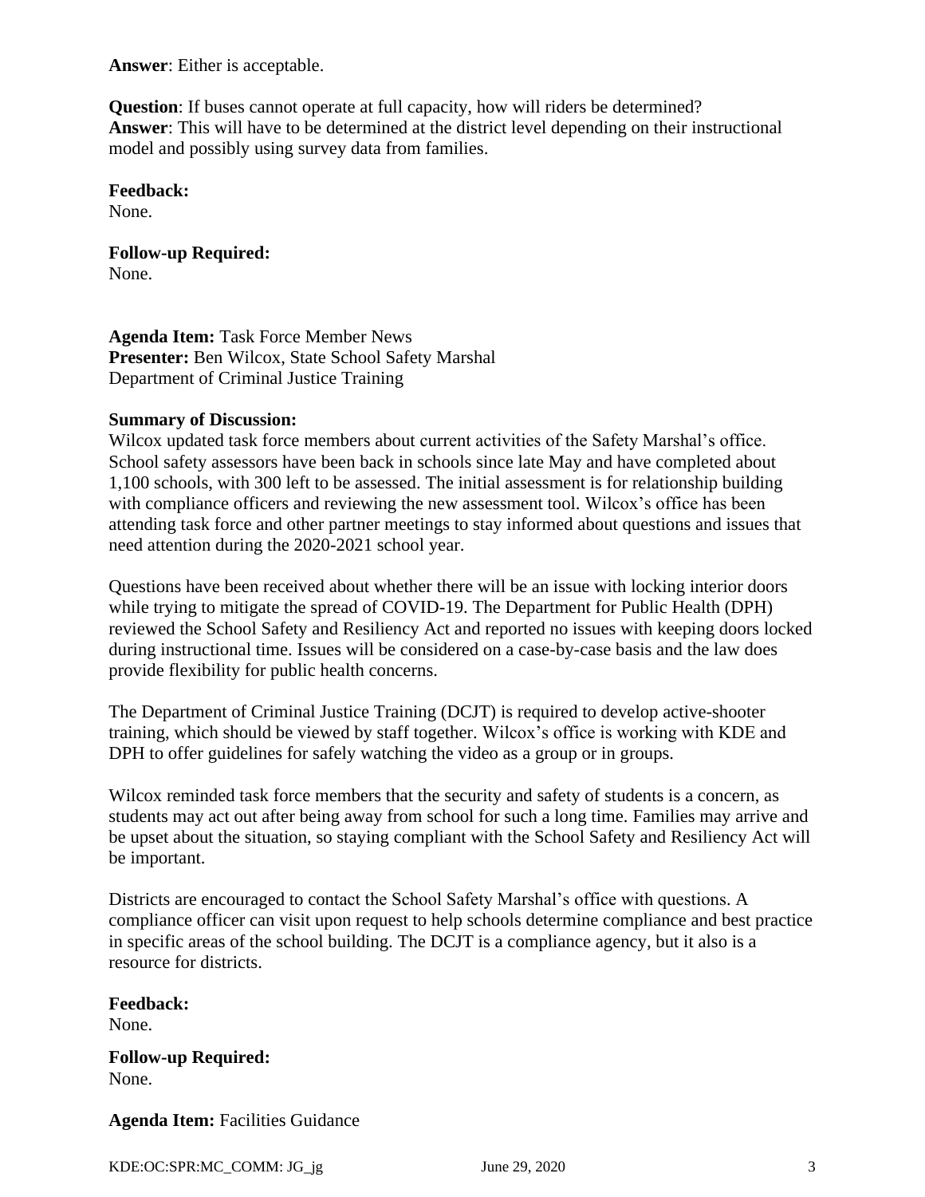**Answer**: Either is acceptable.

**Question**: If buses cannot operate at full capacity, how will riders be determined?
**Answer**: This will have to be determined at the district level depending on their instructional model and possibly using survey data from families.

**Feedback:**
None.

**Follow-up Required:**
None.

**Agenda Item:** Task Force Member News
**Presenter:** Ben Wilcox, State School Safety Marshal
Department of Criminal Justice Training

**Summary of Discussion:**
Wilcox updated task force members about current activities of the Safety Marshal's office. School safety assessors have been back in schools since late May and have completed about 1,100 schools, with 300 left to be assessed. The initial assessment is for relationship building with compliance officers and reviewing the new assessment tool. Wilcox's office has been attending task force and other partner meetings to stay informed about questions and issues that need attention during the 2020-2021 school year.

Questions have been received about whether there will be an issue with locking interior doors while trying to mitigate the spread of COVID-19. The Department for Public Health (DPH) reviewed the School Safety and Resiliency Act and reported no issues with keeping doors locked during instructional time. Issues will be considered on a case-by-case basis and the law does provide flexibility for public health concerns.

The Department of Criminal Justice Training (DCJT) is required to develop active-shooter training, which should be viewed by staff together. Wilcox's office is working with KDE and DPH to offer guidelines for safely watching the video as a group or in groups.

Wilcox reminded task force members that the security and safety of students is a concern, as students may act out after being away from school for such a long time. Families may arrive and be upset about the situation, so staying compliant with the School Safety and Resiliency Act will be important.

Districts are encouraged to contact the School Safety Marshal's office with questions. A compliance officer can visit upon request to help schools determine compliance and best practice in specific areas of the school building. The DCJT is a compliance agency, but it also is a resource for districts.

**Feedback:**
None.

**Follow-up Required:**
None.

**Agenda Item:** Facilities Guidance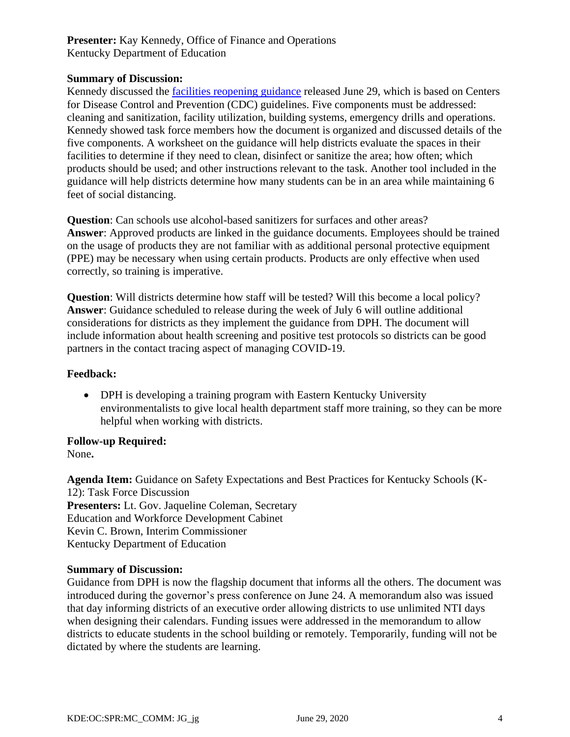**Presenter:** Kay Kennedy, Office of Finance and Operations
Kentucky Department of Education

**Summary of Discussion:**
Kennedy discussed the [facilities reopening guidance]() released June 29, which is based on Centers for Disease Control and Prevention (CDC) guidelines. Five components must be addressed: cleaning and sanitization, facility utilization, building systems, emergency drills and operations. Kennedy showed task force members how the document is organized and discussed details of the five components. A worksheet on the guidance will help districts evaluate the spaces in their facilities to determine if they need to clean, disinfect or sanitize the area; how often; which products should be used; and other instructions relevant to the task. Another tool included in the guidance will help districts determine how many students can be in an area while maintaining 6 feet of social distancing.

**Question**: Can schools use alcohol-based sanitizers for surfaces and other areas?
**Answer**: Approved products are linked in the guidance documents. Employees should be trained on the usage of products they are not familiar with as additional personal protective equipment (PPE) may be necessary when using certain products. Products are only effective when used correctly, so training is imperative.

**Question**: Will districts determine how staff will be tested? Will this become a local policy?
**Answer**: Guidance scheduled to release during the week of July 6 will outline additional considerations for districts as they implement the guidance from DPH. The document will include information about health screening and positive test protocols so districts can be good partners in the contact tracing aspect of managing COVID-19.

**Feedback:**

- DPH is developing a training program with Eastern Kentucky University environmentalists to give local health department staff more training, so they can be more helpful when working with districts.

**Follow-up Required:**
None**.**

**Agenda Item:** Guidance on Safety Expectations and Best Practices for Kentucky Schools (K-12): Task Force Discussion
**Presenters:** Lt. Gov. Jaqueline Coleman, Secretary
Education and Workforce Development Cabinet
Kevin C. Brown, Interim Commissioner
Kentucky Department of Education

**Summary of Discussion:**
Guidance from DPH is now the flagship document that informs all the others. The document was introduced during the governor's press conference on June 24. A memorandum also was issued that day informing districts of an executive order allowing districts to use unlimited NTI days when designing their calendars. Funding issues were addressed in the memorandum to allow districts to educate students in the school building or remotely. Temporarily, funding will not be dictated by where the students are learning.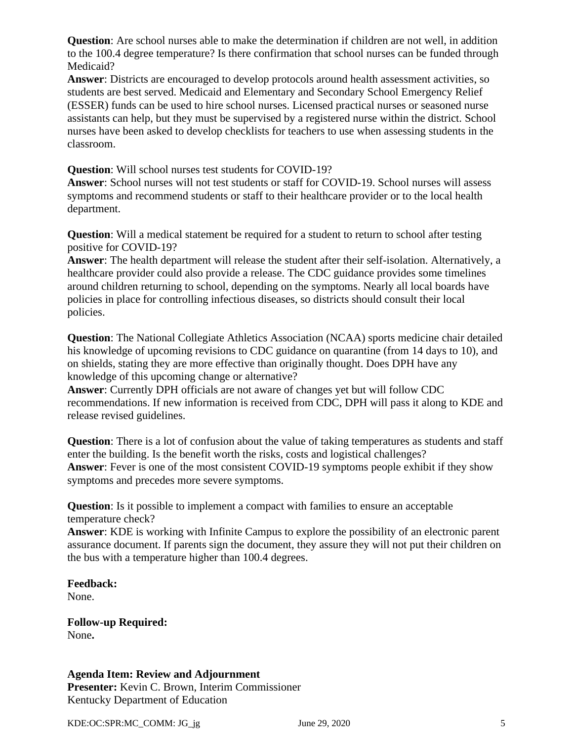**Question**: Are school nurses able to make the determination if children are not well, in addition to the 100.4 degree temperature? Is there confirmation that school nurses can be funded through Medicaid?
**Answer**: Districts are encouraged to develop protocols around health assessment activities, so students are best served. Medicaid and Elementary and Secondary School Emergency Relief (ESSER) funds can be used to hire school nurses. Licensed practical nurses or seasoned nurse assistants can help, but they must be supervised by a registered nurse within the district. School nurses have been asked to develop checklists for teachers to use when assessing students in the classroom.

**Question**: Will school nurses test students for COVID-19?
**Answer**: School nurses will not test students or staff for COVID-19. School nurses will assess symptoms and recommend students or staff to their healthcare provider or to the local health department.

**Question**: Will a medical statement be required for a student to return to school after testing positive for COVID-19?
**Answer**: The health department will release the student after their self-isolation. Alternatively, a healthcare provider could also provide a release. The CDC guidance provides some timelines around children returning to school, depending on the symptoms. Nearly all local boards have policies in place for controlling infectious diseases, so districts should consult their local policies.

**Question**: The National Collegiate Athletics Association (NCAA) sports medicine chair detailed his knowledge of upcoming revisions to CDC guidance on quarantine (from 14 days to 10), and on shields, stating they are more effective than originally thought. Does DPH have any knowledge of this upcoming change or alternative?
**Answer**: Currently DPH officials are not aware of changes yet but will follow CDC recommendations. If new information is received from CDC, DPH will pass it along to KDE and release revised guidelines.

**Question**: There is a lot of confusion about the value of taking temperatures as students and staff enter the building. Is the benefit worth the risks, costs and logistical challenges?
**Answer**: Fever is one of the most consistent COVID-19 symptoms people exhibit if they show symptoms and precedes more severe symptoms.

**Question**: Is it possible to implement a compact with families to ensure an acceptable temperature check?
**Answer**: KDE is working with Infinite Campus to explore the possibility of an electronic parent assurance document. If parents sign the document, they assure they will not put their children on the bus with a temperature higher than 100.4 degrees.

**Feedback:**
None.

**Follow-up Required:**
None**.**

**Agenda Item: Review and Adjournment**
**Presenter:** Kevin C. Brown, Interim Commissioner
Kentucky Department of Education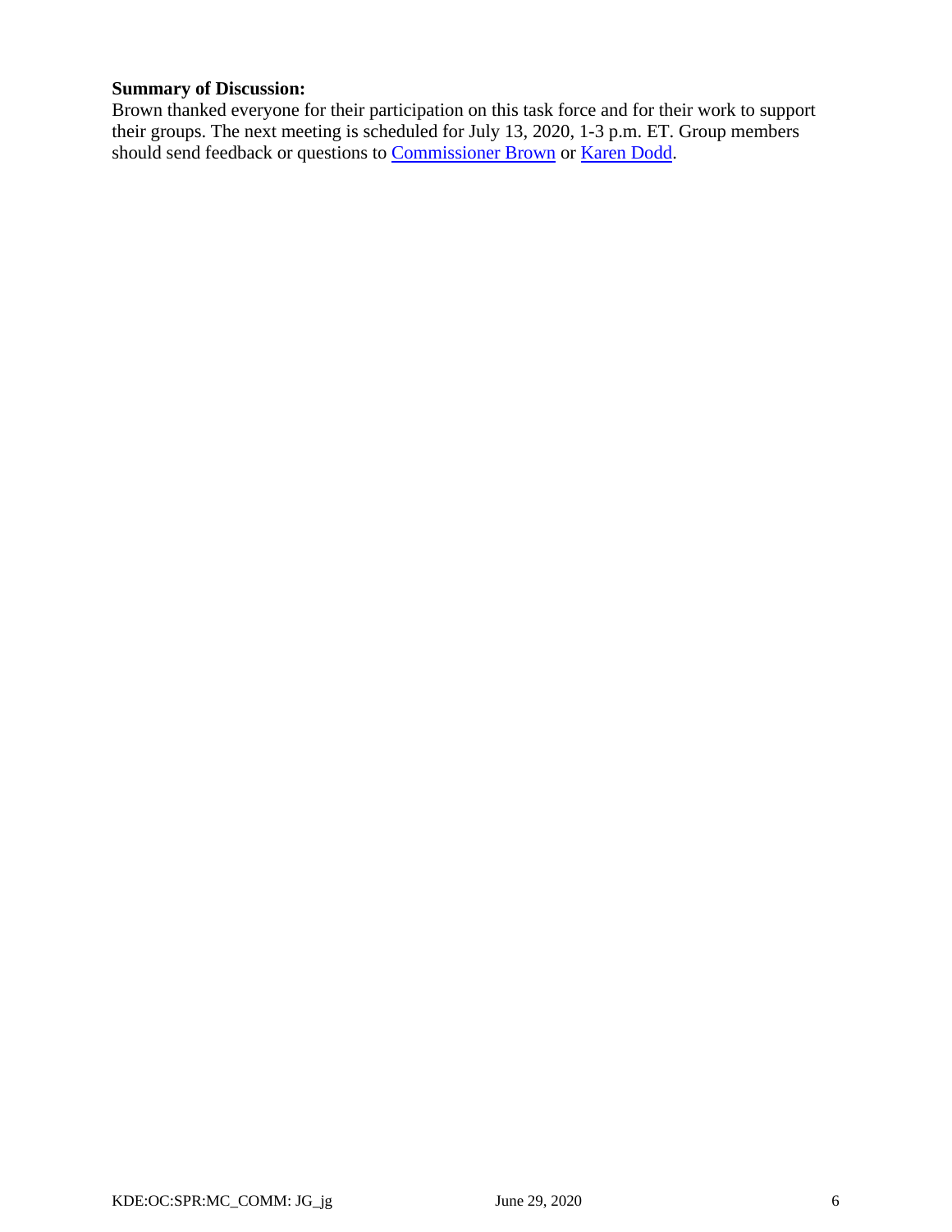**Summary of Discussion:**
Brown thanked everyone for their participation on this task force and for their work to support their groups. The next meeting is scheduled for July 13, 2020, 1-3 p.m. ET. Group members should send feedback or questions to Commissioner Brown or Karen Dodd.